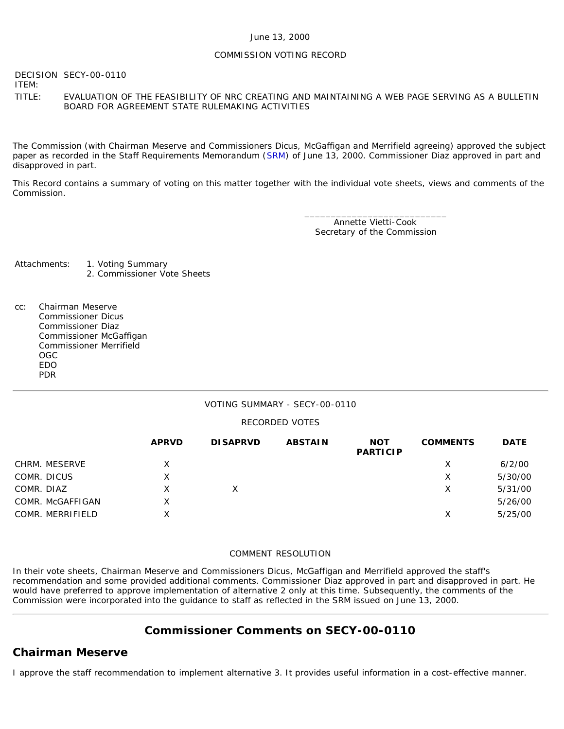June 13, 2000

COMMISSION VOTING RECORD

DECISION ITEM: SECY-00-0110

TITLE: EVALUATION OF THE FEASIBILITY OF NRC CREATING AND MAINTAINING A WEB PAGE SERVING AS A BULLETIN BOARD FOR AGREEMENT STATE RULEMAKING ACTIVITIES

The Commission (with Chairman Meserve and Commissioners Dicus, McGaffigan and Merrifield agreeing) approved the subject paper as recorded in the Staff Requirements Memorandum (SRM) of June 13, 2000. Commissioner Diaz approved in part and disapproved in part.

This Record contains a summary of voting on this matter together with the individual vote sheets, views and comments of the Commission.

\_\_\_\_\_\_\_\_\_\_\_\_\_\_\_\_\_\_\_\_\_\_\_\_\_\_\_
Annette Vietti-Cook
Secretary of the Commission

Attachments:
1. Voting Summary
2. Commissioner Vote Sheets

cc: Chairman Meserve
Commissioner Dicus
Commissioner Diaz
Commissioner McGaffigan
Commissioner Merrifield
OGC
EDO
PDR

---

VOTING SUMMARY - SECY-00-0110

RECORDED VOTES

| | APRVD | DISAPRVD | ABSTAIN | NOT PARTICIP | COMMENTS | DATE |
|---|---|---|---|---|---|---|
| CHRM. MESERVE | X | | | | X | 6/2/00 |
| COMR. DICUS | X | | | | X | 5/30/00 |
| COMR. DIAZ | X | X | | | X | 5/31/00 |
| COMR. McGAFFIGAN | X | | | | | 5/26/00 |
| COMR. MERRIFIELD | X | | | | X | 5/25/00 |

COMMENT RESOLUTION

In their vote sheets, Chairman Meserve and Commissioners Dicus, McGaffigan and Merrifield approved the staff's recommendation and some provided additional comments. Commissioner Diaz approved in part and disapproved in part. He would have preferred to approve implementation of alternative 2 only at this time. Subsequently, the comments of the Commission were incorporated into the guidance to staff as reflected in the SRM issued on June 13, 2000.

---

## Commissioner Comments on SECY-00-0110

## Chairman Meserve

I approve the staff recommendation to implement alternative 3. It provides useful information in a cost-effective manner.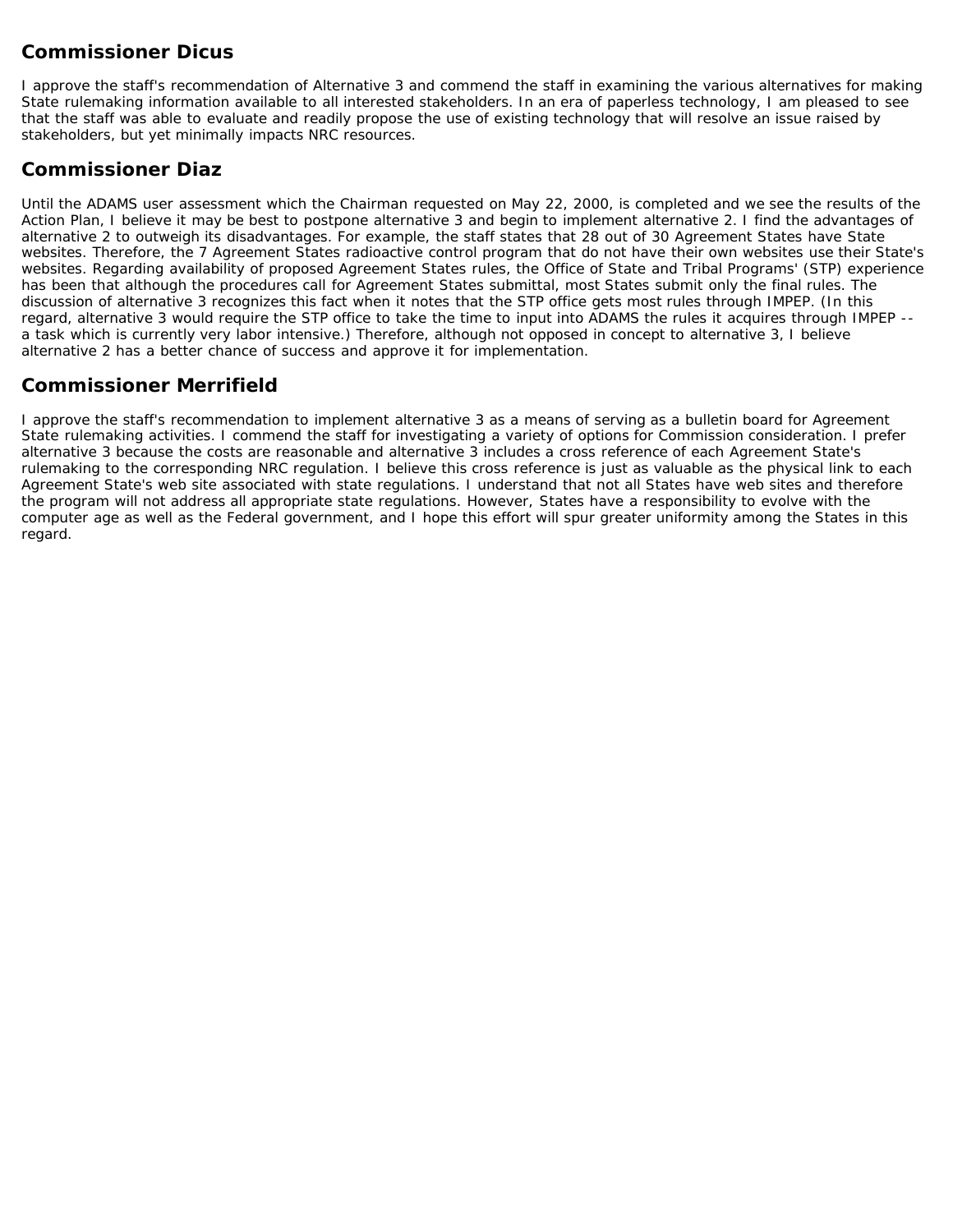## Commissioner Dicus

I approve the staff's recommendation of Alternative 3 and commend the staff in examining the various alternatives for making State rulemaking information available to all interested stakeholders. In an era of paperless technology, I am pleased to see that the staff was able to evaluate and readily propose the use of existing technology that will resolve an issue raised by stakeholders, but yet minimally impacts NRC resources.

## Commissioner Diaz

Until the ADAMS user assessment which the Chairman requested on May 22, 2000, is completed and we see the results of the Action Plan, I believe it may be best to postpone alternative 3 and begin to implement alternative 2. I find the advantages of alternative 2 to outweigh its disadvantages. For example, the staff states that 28 out of 30 Agreement States have State websites. Therefore, the 7 Agreement States radioactive control program that do not have their own websites use their State's websites. Regarding availability of proposed Agreement States rules, the Office of State and Tribal Programs' (STP) experience has been that although the procedures call for Agreement States submittal, most States submit only the final rules. The discussion of alternative 3 recognizes this fact when it notes that the STP office gets most rules through IMPEP. (In this regard, alternative 3 would require the STP office to take the time to input into ADAMS the rules it acquires through IMPEP -- a task which is currently very labor intensive.) Therefore, although not opposed in concept to alternative 3, I believe alternative 2 has a better chance of success and approve it for implementation.

## Commissioner Merrifield

I approve the staff's recommendation to implement alternative 3 as a means of serving as a bulletin board for Agreement State rulemaking activities. I commend the staff for investigating a variety of options for Commission consideration. I prefer alternative 3 because the costs are reasonable and alternative 3 includes a cross reference of each Agreement State's rulemaking to the corresponding NRC regulation. I believe this cross reference is just as valuable as the physical link to each Agreement State's web site associated with state regulations. I understand that not all States have web sites and therefore the program will not address all appropriate state regulations. However, States have a responsibility to evolve with the computer age as well as the Federal government, and I hope this effort will spur greater uniformity among the States in this regard.